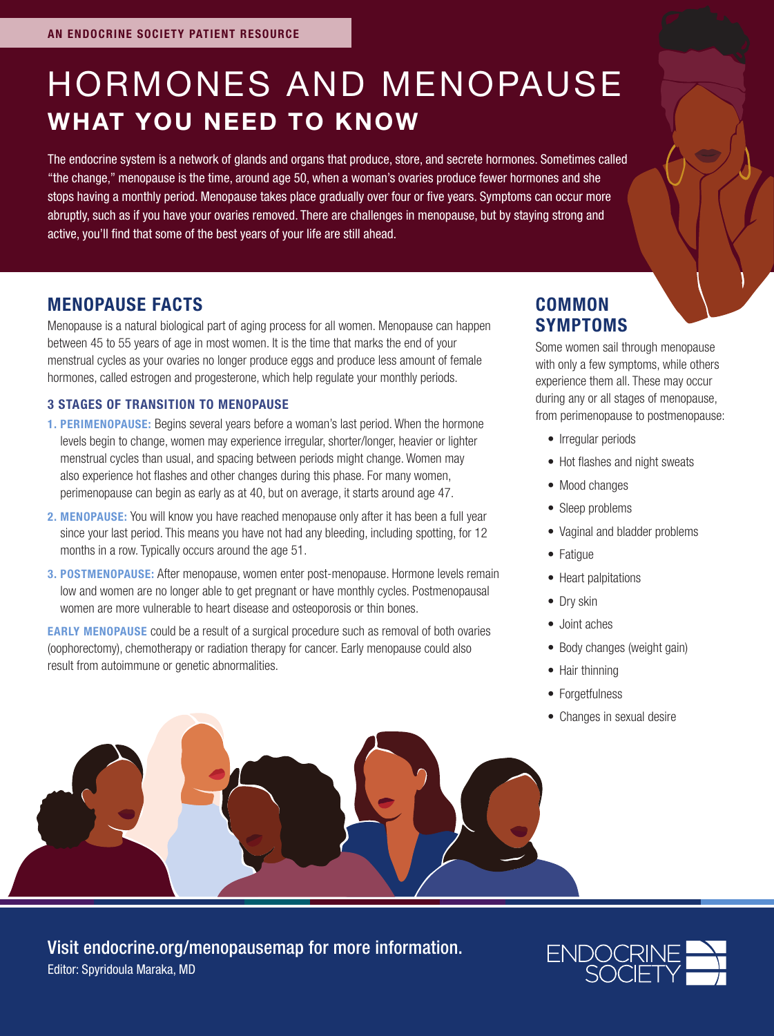AN ENDOCRINE SOCIETY PATIENT RESOURCE

# HORMONES AND MENOPAUSE
## WHAT YOU NEED TO KNOW

The endocrine system is a network of glands and organs that produce, store, and secrete hormones. Sometimes called "the change," menopause is the time, around age 50, when a woman's ovaries produce fewer hormones and she stops having a monthly period. Menopause takes place gradually over four or five years. Symptoms can occur more abruptly, such as if you have your ovaries removed. There are challenges in menopause, but by staying strong and active, you'll find that some of the best years of your life are still ahead.

## MENOPAUSE FACTS

Menopause is a natural biological part of aging process for all women. Menopause can happen between 45 to 55 years of age in most women. It is the time that marks the end of your menstrual cycles as your ovaries no longer produce eggs and produce less amount of female hormones, called estrogen and progesterone, which help regulate your monthly periods.

### 3 STAGES OF TRANSITION TO MENOPAUSE

1. **PERIMENOPAUSE:** Begins several years before a woman's last period. When the hormone levels begin to change, women may experience irregular, shorter/longer, heavier or lighter menstrual cycles than usual, and spacing between periods might change. Women may also experience hot flashes and other changes during this phase. For many women, perimenopause can begin as early as at 40, but on average, it starts around age 47.
2. **MENOPAUSE:** You will know you have reached menopause only after it has been a full year since your last period. This means you have not had any bleeding, including spotting, for 12 months in a row. Typically occurs around the age 51.
3. **POSTMENOPAUSE:** After menopause, women enter post-menopause. Hormone levels remain low and women are no longer able to get pregnant or have monthly cycles. Postmenopausal women are more vulnerable to heart disease and osteoporosis or thin bones.

**EARLY MENOPAUSE** could be a result of a surgical procedure such as removal of both ovaries (oophorectomy), chemotherapy or radiation therapy for cancer. Early menopause could also result from autoimmune or genetic abnormalities.

## COMMON SYMPTOMS

Some women sail through menopause with only a few symptoms, while others experience them all. These may occur during any or all stages of menopause, from perimenopause to postmenopause:

- Irregular periods
- Hot flashes and night sweats
- Mood changes
- Sleep problems
- Vaginal and bladder problems
- Fatigue
- Heart palpitations
- Dry skin
- Joint aches
- Body changes (weight gain)
- Hair thinning
- Forgetfulness
- Changes in sexual desire

Visit endocrine.org/menopausemap for more information.

Editor: Spyridoula Maraka, MD

ENDOCRINE SOCIETY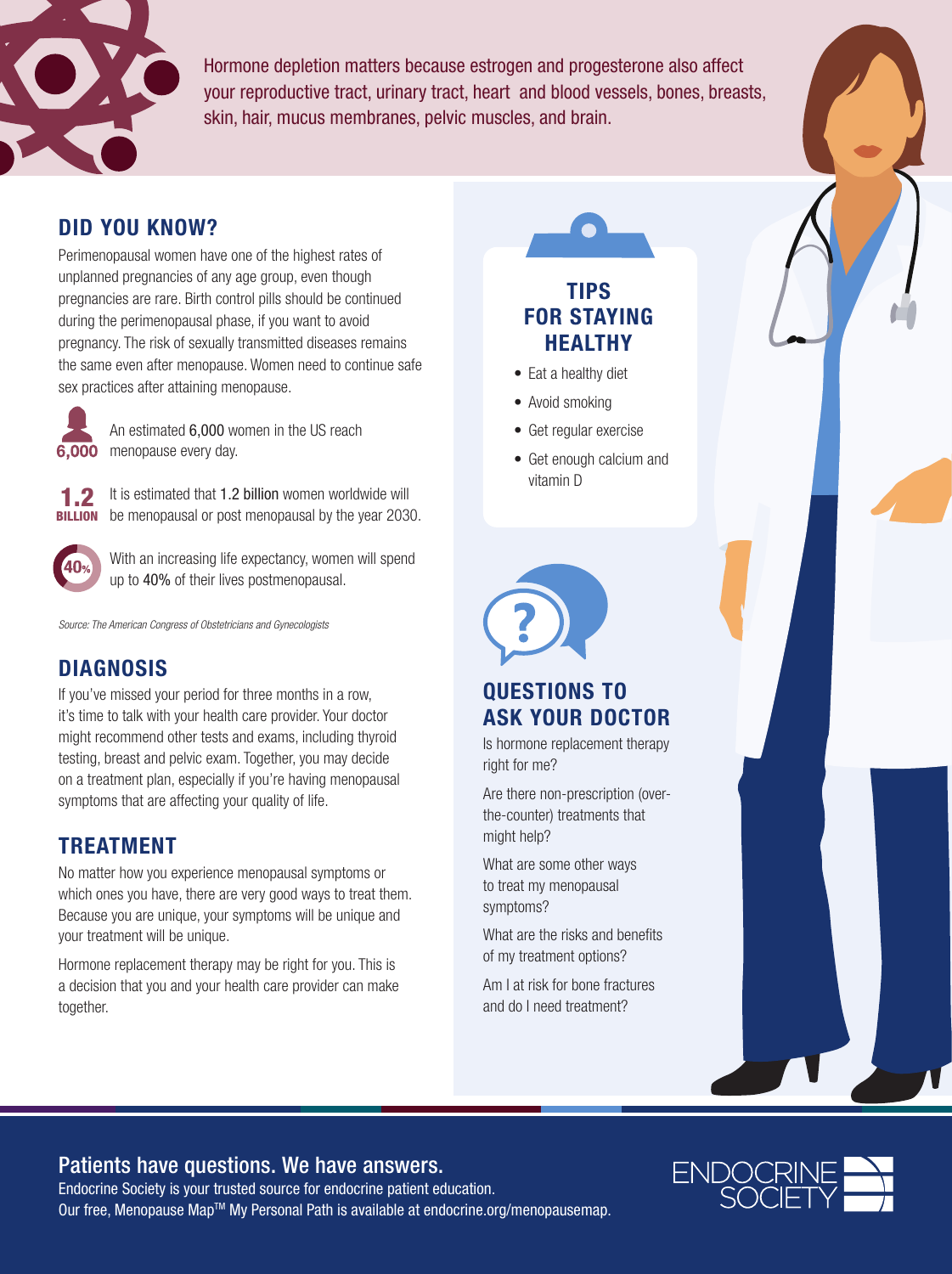Hormone depletion matters because estrogen and progesterone also affect your reproductive tract, urinary tract, heart and blood vessels, bones, breasts, skin, hair, mucus membranes, pelvic muscles, and brain.

## DID YOU KNOW?

Perimenopausal women have one of the highest rates of unplanned pregnancies of any age group, even though pregnancies are rare. Birth control pills should be continued during the perimenopausal phase, if you want to avoid pregnancy. The risk of sexually transmitted diseases remains the same even after menopause. Women need to continue safe sex practices after attaining menopause.

**6,000** An estimated 6,000 women in the US reach menopause every day.

**1.2 BILLION** It is estimated that 1.2 billion women worldwide will be menopausal or post menopausal by the year 2030.

**40%** With an increasing life expectancy, women will spend up to 40% of their lives postmenopausal.

*Source: The American Congress of Obstetricians and Gynecologists*

## DIAGNOSIS

If you've missed your period for three months in a row, it's time to talk with your health care provider. Your doctor might recommend other tests and exams, including thyroid testing, breast and pelvic exam. Together, you may decide on a treatment plan, especially if you're having menopausal symptoms that are affecting your quality of life.

## TREATMENT

No matter how you experience menopausal symptoms or which ones you have, there are very good ways to treat them. Because you are unique, your symptoms will be unique and your treatment will be unique.

Hormone replacement therapy may be right for you. This is a decision that you and your health care provider can make together.

## TIPS FOR STAYING HEALTHY

- Eat a healthy diet
- Avoid smoking
- Get regular exercise
- Get enough calcium and vitamin D

## QUESTIONS TO ASK YOUR DOCTOR

Is hormone replacement therapy right for me?

Are there non-prescription (over-the-counter) treatments that might help?

What are some other ways to treat my menopausal symptoms?

What are the risks and benefits of my treatment options?

Am I at risk for bone fractures and do I need treatment?

**Patients have questions. We have answers.**

Endocrine Society is your trusted source for endocrine patient education. Our free, Menopause Map™ My Personal Path is available at endocrine.org/menopausemap.

ENDOCRINE SOCIETY